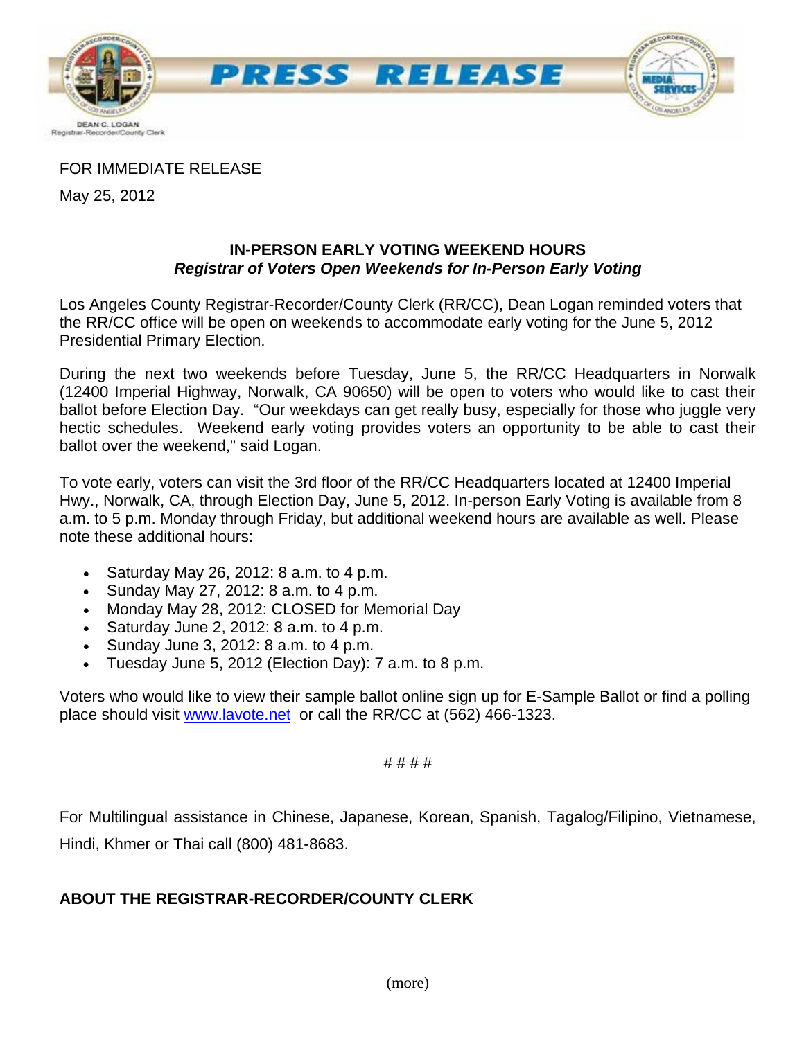DEAN C. LOGAN
Registrar-Recorder/County Clerk

# PRESS RELEASE

FOR IMMEDIATE RELEASE

May 25, 2012

## IN-PERSON EARLY VOTING WEEKEND HOURS

***Registrar of Voters Open Weekends for In-Person Early Voting***

Los Angeles County Registrar-Recorder/County Clerk (RR/CC), Dean Logan reminded voters that the RR/CC office will be open on weekends to accommodate early voting for the June 5, 2012 Presidential Primary Election.

During the next two weekends before Tuesday, June 5, the RR/CC Headquarters in Norwalk (12400 Imperial Highway, Norwalk, CA 90650) will be open to voters who would like to cast their ballot before Election Day. "Our weekdays can get really busy, especially for those who juggle very hectic schedules. Weekend early voting provides voters an opportunity to be able to cast their ballot over the weekend," said Logan.

To vote early, voters can visit the 3rd floor of the RR/CC Headquarters located at 12400 Imperial Hwy., Norwalk, CA, through Election Day, June 5, 2012. In-person Early Voting is available from 8 a.m. to 5 p.m. Monday through Friday, but additional weekend hours are available as well. Please note these additional hours:

- Saturday May 26, 2012: 8 a.m. to 4 p.m.
- Sunday May 27, 2012: 8 a.m. to 4 p.m.
- Monday May 28, 2012: CLOSED for Memorial Day
- Saturday June 2, 2012: 8 a.m. to 4 p.m.
- Sunday June 3, 2012: 8 a.m. to 4 p.m.
- Tuesday June 5, 2012 (Election Day): 7 a.m. to 8 p.m.

Voters who would like to view their sample ballot online sign up for E-Sample Ballot or find a polling place should visit www.lavote.net or call the RR/CC at (562) 466-1323.

# # # #

For Multilingual assistance in Chinese, Japanese, Korean, Spanish, Tagalog/Filipino, Vietnamese, Hindi, Khmer or Thai call (800) 481-8683.

**ABOUT THE REGISTRAR-RECORDER/COUNTY CLERK**

(more)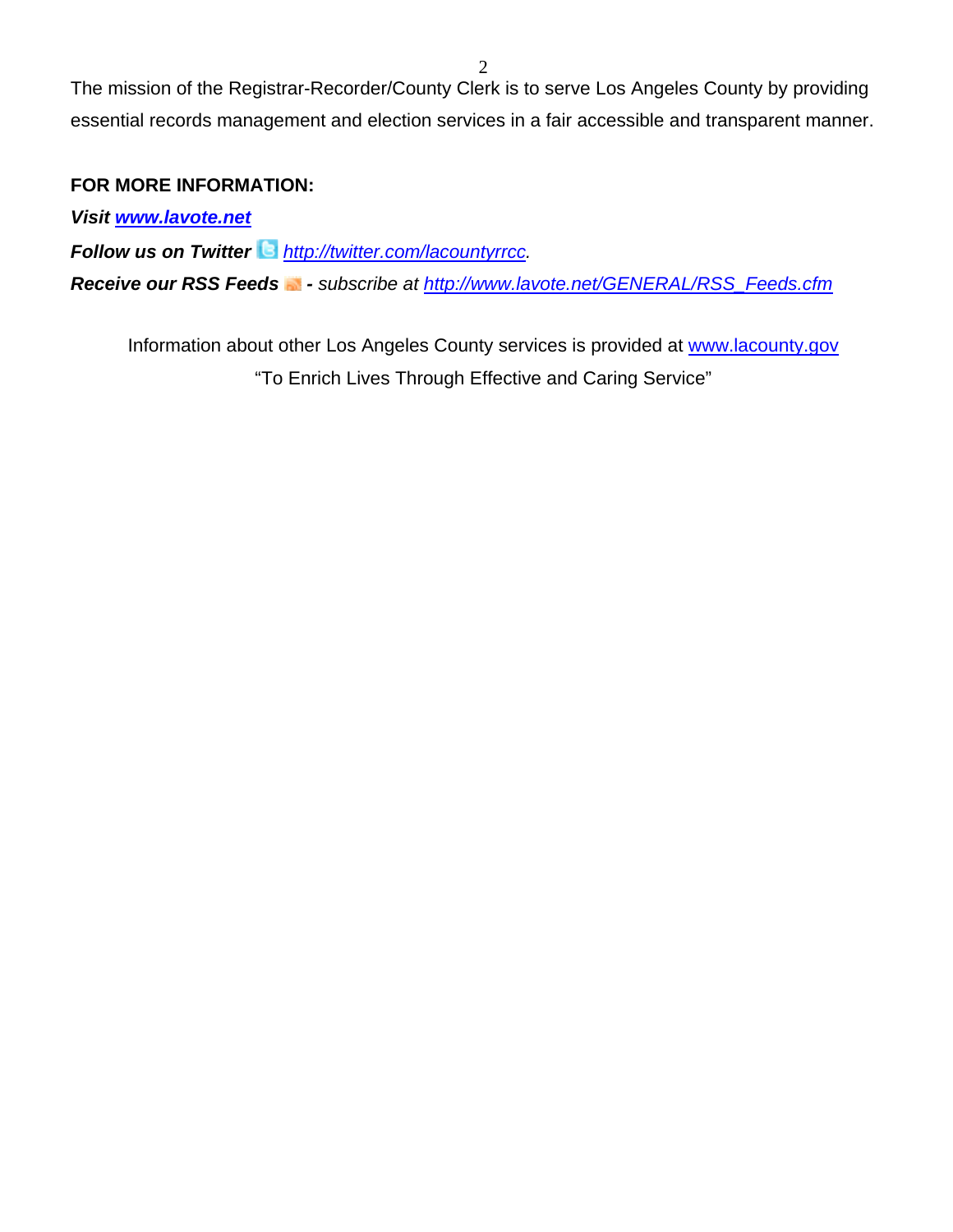The mission of the Registrar-Recorder/County Clerk is to serve Los Angeles County by providing essential records management and election services in a fair accessible and transparent manner.

**FOR MORE INFORMATION:**

***Visit [www.lavote.net](http://www.lavote.net)***

***Follow us on Twitter*** *[http://twitter.com/lacountyrrcc](http://twitter.com/lacountyrrcc).*

***Receive our RSS Feeds* -** *subscribe at [http://www.lavote.net/GENERAL/RSS_Feeds.cfm](http://www.lavote.net/GENERAL/RSS_Feeds.cfm)*

Information about other Los Angeles County services is provided at [www.lacounty.gov](http://www.lacounty.gov)

"To Enrich Lives Through Effective and Caring Service"